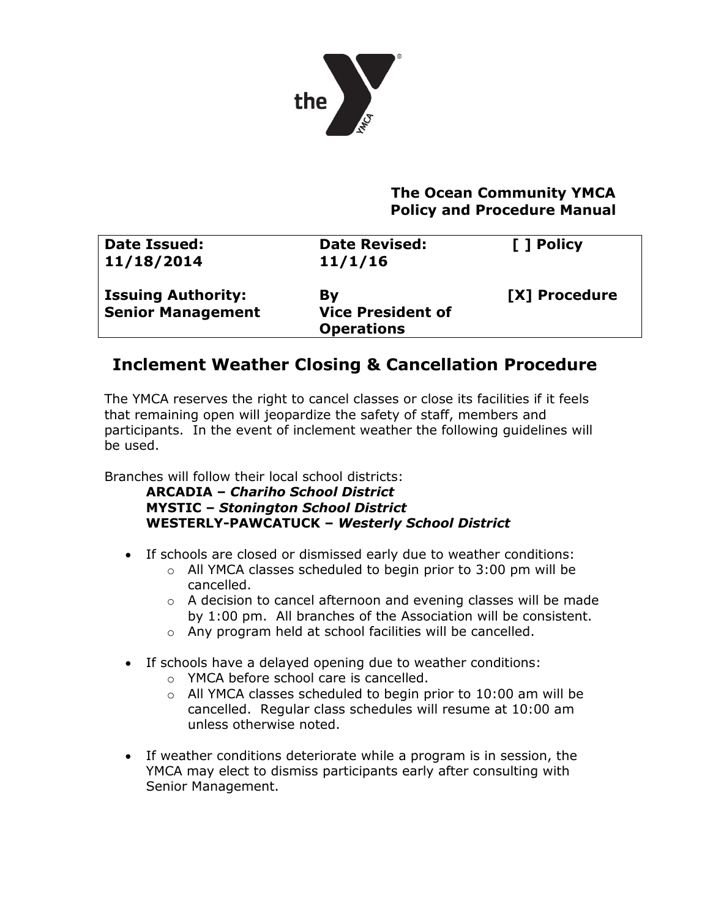**The Ocean Community YMCA**
**Policy and Procedure Manual**

| **Date Issued: 11/18/2014** | **Date Revised: 11/1/16** | **[ ] Policy** |
| --- | --- | --- |
| **Issuing Authority: Senior Management** | **By Vice President of Operations** | **[X] Procedure** |

# Inclement Weather Closing & Cancellation Procedure

The YMCA reserves the right to cancel classes or close its facilities if it feels that remaining open will jeopardize the safety of staff, members and participants. In the event of inclement weather the following guidelines will be used.

Branches will follow their local school districts:

**ARCADIA –** ***Chariho School District***
**MYSTIC –** ***Stonington School District***
**WESTERLY-PAWCATUCK –** ***Westerly School District***

- If schools are closed or dismissed early due to weather conditions:
  - All YMCA classes scheduled to begin prior to 3:00 pm will be cancelled.
  - A decision to cancel afternoon and evening classes will be made by 1:00 pm. All branches of the Association will be consistent.
  - Any program held at school facilities will be cancelled.
- If schools have a delayed opening due to weather conditions:
  - YMCA before school care is cancelled.
  - All YMCA classes scheduled to begin prior to 10:00 am will be cancelled. Regular class schedules will resume at 10:00 am unless otherwise noted.
- If weather conditions deteriorate while a program is in session, the YMCA may elect to dismiss participants early after consulting with Senior Management.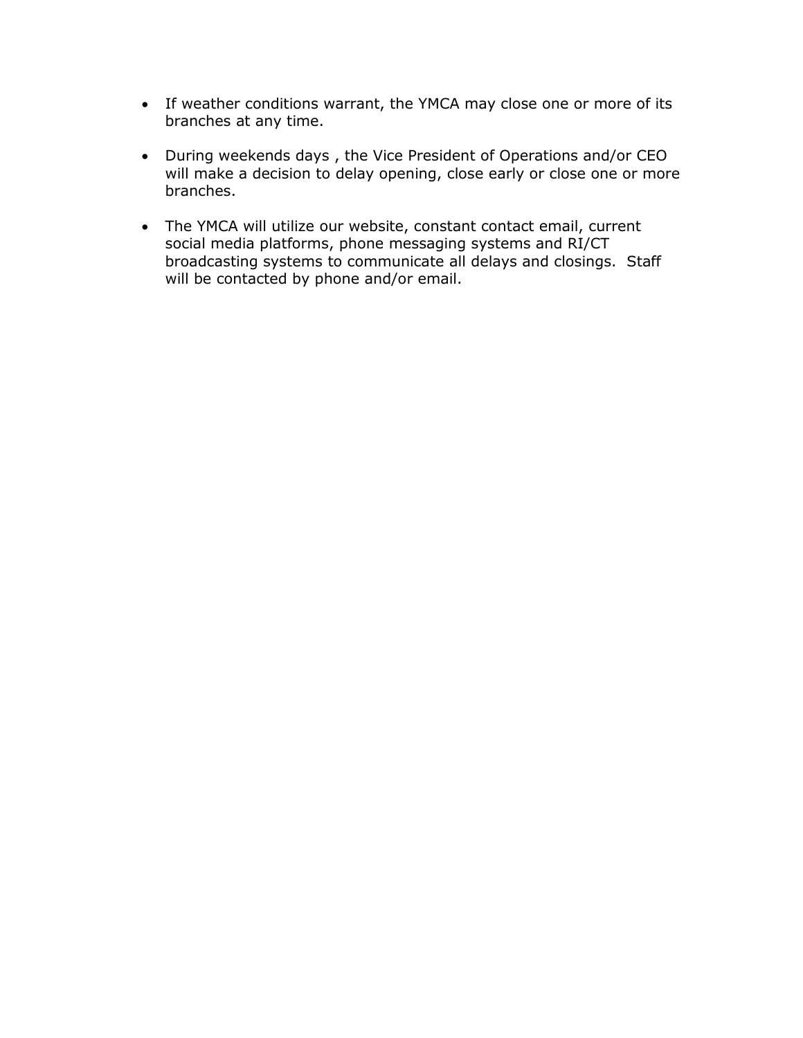- If weather conditions warrant, the YMCA may close one or more of its branches at any time.

- During weekends days , the Vice President of Operations and/or CEO will make a decision to delay opening, close early or close one or more branches.

- The YMCA will utilize our website, constant contact email, current social media platforms, phone messaging systems and RI/CT broadcasting systems to communicate all delays and closings. Staff will be contacted by phone and/or email.